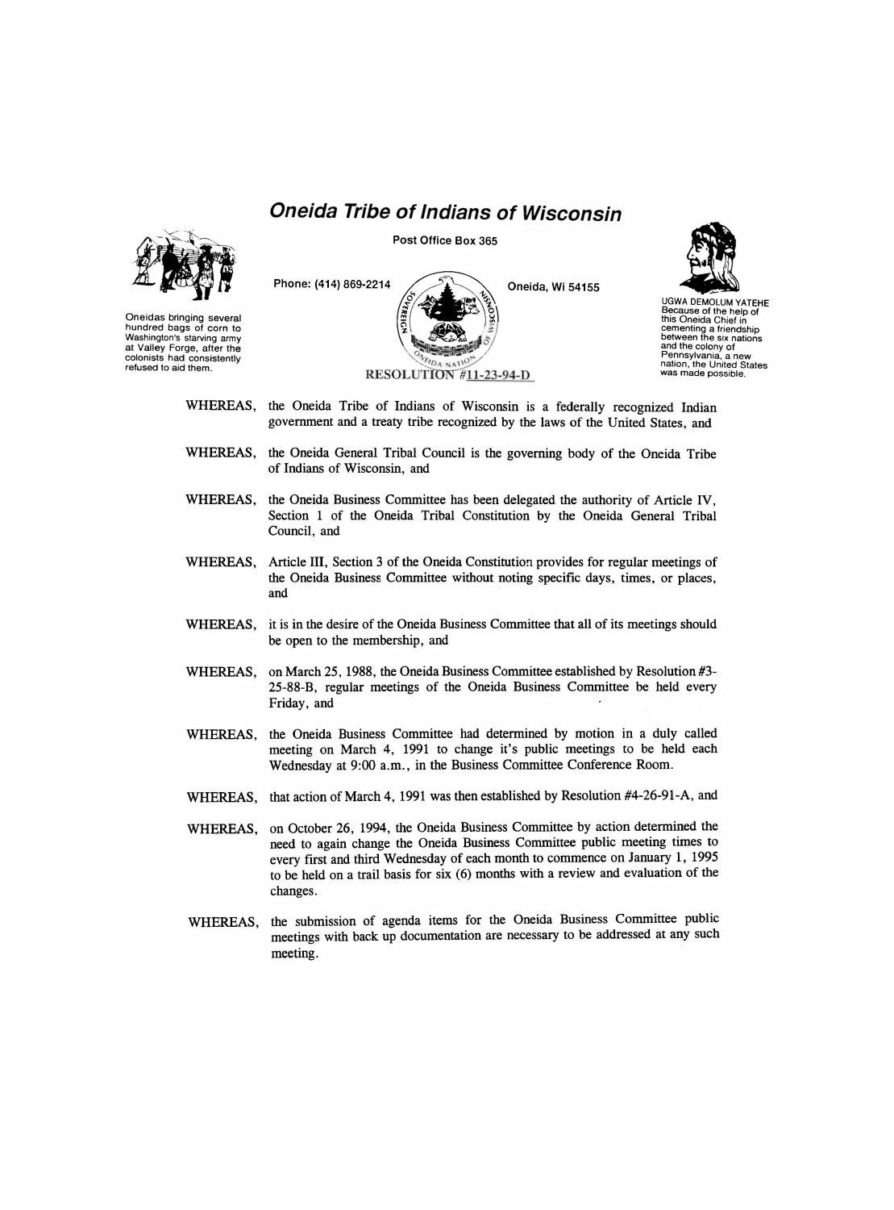# Oneida Tribe of Indians of Wisconsin

Post Office Box 365

Phone: (414) 869-2214 Oneida, Wi 54155

Oneidas bringing several hundred bags of corn to Washington's starving army at Valley Forge, after the colonists had consistently refused to aid them.

UGWA DEMOLUM YATEHE Because of the help of this Oneida Chief in cementing a friendship between the six nations and the colony of Pennsylvania, a new nation, the United States was made possible.

## RESOLUTION #11-23-94-D

WHEREAS, the Oneida Tribe of Indians of Wisconsin is a federally recognized Indian government and a treaty tribe recognized by the laws of the United States, and

WHEREAS, the Oneida General Tribal Council is the governing body of the Oneida Tribe of Indians of Wisconsin, and

WHEREAS, the Oneida Business Committee has been delegated the authority of Article IV, Section 1 of the Oneida Tribal Constitution by the Oneida General Tribal Council, and

WHEREAS, Article III, Section 3 of the Oneida Constitution provides for regular meetings of the Oneida Business Committee without noting specific days, times, or places, and

WHEREAS, it is in the desire of the Oneida Business Committee that all of its meetings should be open to the membership, and

WHEREAS, on March 25, 1988, the Oneida Business Committee established by Resolution #3-25-88-B, regular meetings of the Oneida Business Committee be held every Friday, and

WHEREAS, the Oneida Business Committee had determined by motion in a duly called meeting on March 4, 1991 to change it's public meetings to be held each Wednesday at 9:00 a.m., in the Business Committee Conference Room.

WHEREAS, that action of March 4, 1991 was then established by Resolution #4-26-91-A, and

WHEREAS, on October 26, 1994, the Oneida Business Committee by action determined the need to again change the Oneida Business Committee public meeting times to every first and third Wednesday of each month to commence on January 1, 1995 to be held on a trail basis for six (6) months with a review and evaluation of the changes.

WHEREAS, the submission of agenda items for the Oneida Business Committee public meetings with back up documentation are necessary to be addressed at any such meeting.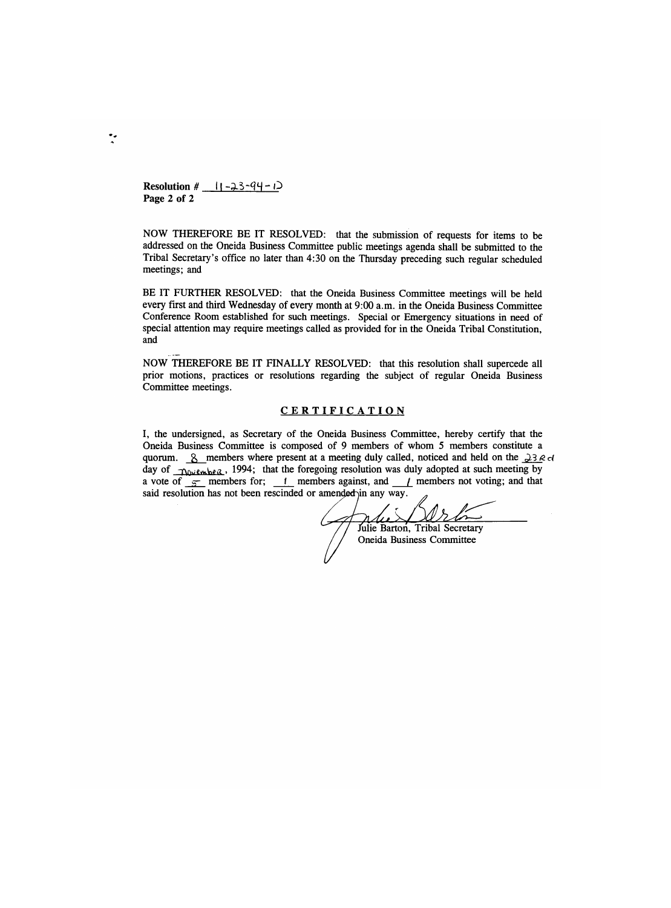**Resolution # 11-23-94-D**
**Page 2 of 2**

NOW THEREFORE BE IT RESOLVED: that the submission of requests for items to be addressed on the Oneida Business Committee public meetings agenda shall be submitted to the Tribal Secretary's office no later than 4:30 on the Thursday preceding such regular scheduled meetings; and

BE IT FURTHER RESOLVED: that the Oneida Business Committee meetings will be held every first and third Wednesday of every month at 9:00 a.m. in the Oneida Business Committee Conference Room established for such meetings. Special or Emergency situations in need of special attention may require meetings called as provided for in the Oneida Tribal Constitution, and

NOW THEREFORE BE IT FINALLY RESOLVED: that this resolution shall supercede all prior motions, practices or resolutions regarding the subject of regular Oneida Business Committee meetings.

## CERTIFICATION

I, the undersigned, as Secretary of the Oneida Business Committee, hereby certify that the Oneida Business Committee is composed of 9 members of whom 5 members constitute a quorum. 8 members where present at a meeting duly called, noticed and held on the 23rd day of November, 1994; that the foregoing resolution was duly adopted at such meeting by a vote of 5 members for; 1 members against, and 1 members not voting; and that said resolution has not been rescinded or amended in any way.

Julie Barton, Tribal Secretary
Oneida Business Committee